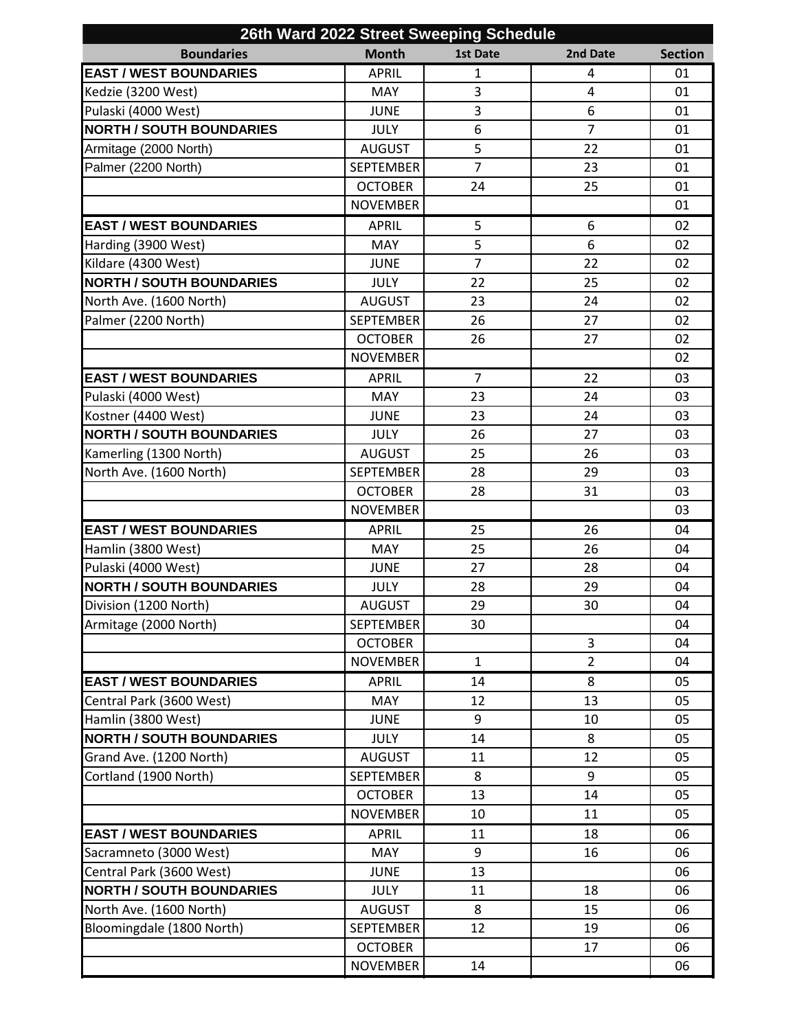# 26th Ward 2022 Street Sweeping Schedule

| Boundaries | Month | 1st Date | 2nd Date | Section |
|---|---|---|---|---|
| **EAST / WEST BOUNDARIES** | APRIL | 1 | 4 | 01 |
| Kedzie (3200 West) | MAY | 3 | 4 | 01 |
| Pulaski (4000 West) | JUNE | 3 | 6 | 01 |
| **NORTH / SOUTH BOUNDARIES** | JULY | 6 | 7 | 01 |
| Armitage (2000 North) | AUGUST | 5 | 22 | 01 |
| Palmer (2200 North) | SEPTEMBER | 7 | 23 | 01 |
| | OCTOBER | 24 | 25 | 01 |
| | NOVEMBER | | | 01 |
| **EAST / WEST BOUNDARIES** | APRIL | 5 | 6 | 02 |
| Harding (3900 West) | MAY | 5 | 6 | 02 |
| Kildare (4300 West) | JUNE | 7 | 22 | 02 |
| **NORTH / SOUTH BOUNDARIES** | JULY | 22 | 25 | 02 |
| North Ave. (1600 North) | AUGUST | 23 | 24 | 02 |
| Palmer (2200 North) | SEPTEMBER | 26 | 27 | 02 |
| | OCTOBER | 26 | 27 | 02 |
| | NOVEMBER | | | 02 |
| **EAST / WEST BOUNDARIES** | APRIL | 7 | 22 | 03 |
| Pulaski (4000 West) | MAY | 23 | 24 | 03 |
| Kostner (4400 West) | JUNE | 23 | 24 | 03 |
| **NORTH / SOUTH BOUNDARIES** | JULY | 26 | 27 | 03 |
| Kamerling (1300 North) | AUGUST | 25 | 26 | 03 |
| North Ave. (1600 North) | SEPTEMBER | 28 | 29 | 03 |
| | OCTOBER | 28 | 31 | 03 |
| | NOVEMBER | | | 03 |
| **EAST / WEST BOUNDARIES** | APRIL | 25 | 26 | 04 |
| Hamlin (3800 West) | MAY | 25 | 26 | 04 |
| Pulaski (4000 West) | JUNE | 27 | 28 | 04 |
| **NORTH / SOUTH BOUNDARIES** | JULY | 28 | 29 | 04 |
| Division (1200 North) | AUGUST | 29 | 30 | 04 |
| Armitage (2000 North) | SEPTEMBER | 30 | | 04 |
| | OCTOBER | | 3 | 04 |
| | NOVEMBER | 1 | 2 | 04 |
| **EAST / WEST BOUNDARIES** | APRIL | 14 | 8 | 05 |
| Central Park (3600 West) | MAY | 12 | 13 | 05 |
| Hamlin (3800 West) | JUNE | 9 | 10 | 05 |
| **NORTH / SOUTH BOUNDARIES** | JULY | 14 | 8 | 05 |
| Grand Ave. (1200 North) | AUGUST | 11 | 12 | 05 |
| Cortland (1900 North) | SEPTEMBER | 8 | 9 | 05 |
| | OCTOBER | 13 | 14 | 05 |
| | NOVEMBER | 10 | 11 | 05 |
| **EAST / WEST BOUNDARIES** | APRIL | 11 | 18 | 06 |
| Sacramneto (3000 West) | MAY | 9 | 16 | 06 |
| Central Park (3600 West) | JUNE | 13 | | 06 |
| **NORTH / SOUTH BOUNDARIES** | JULY | 11 | 18 | 06 |
| North Ave. (1600 North) | AUGUST | 8 | 15 | 06 |
| Bloomingdale (1800 North) | SEPTEMBER | 12 | 19 | 06 |
| | OCTOBER | | 17 | 06 |
| | NOVEMBER | 14 | | 06 |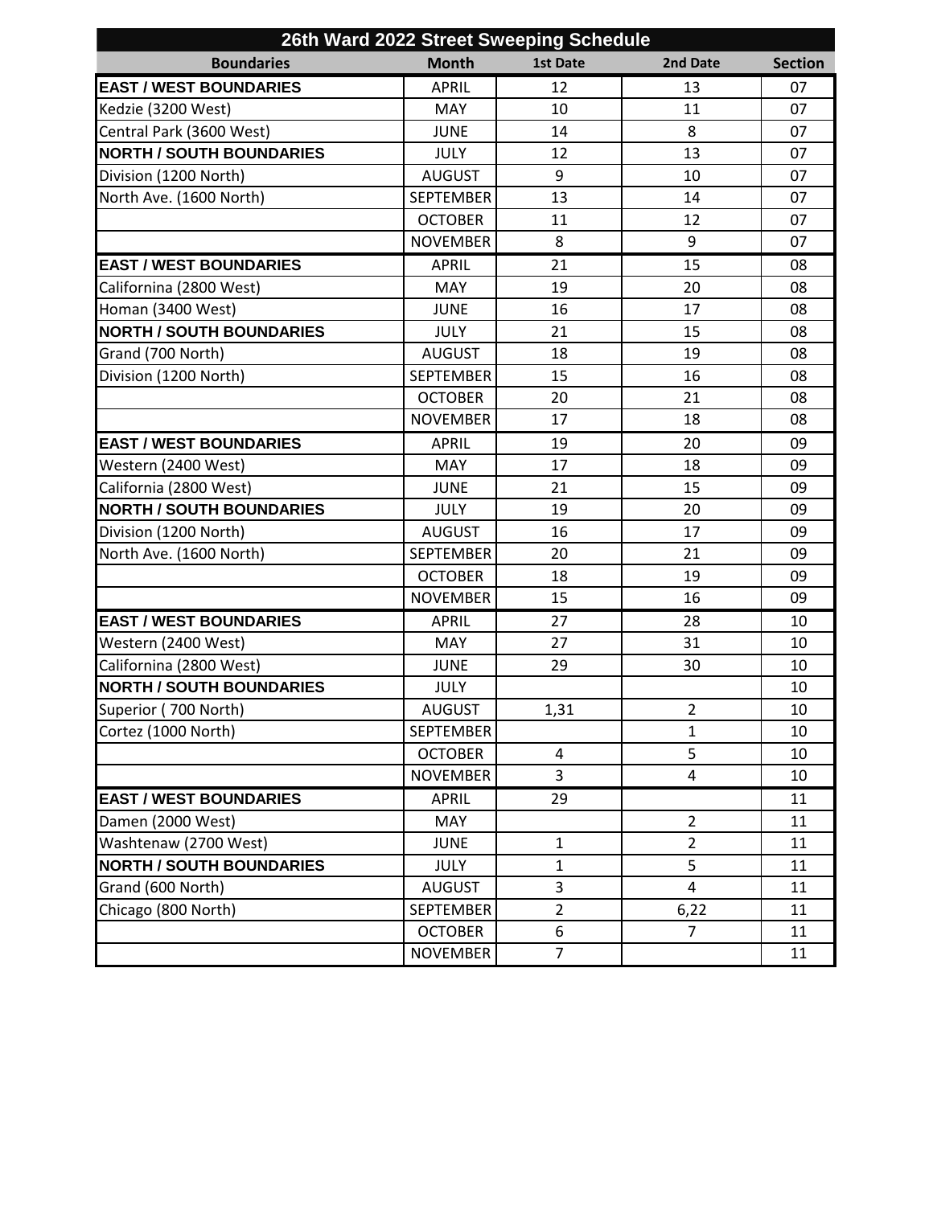# 26th Ward 2022 Street Sweeping Schedule

| Boundaries | Month | 1st Date | 2nd Date | Section |
|---|---|---|---|---|
| **EAST / WEST BOUNDARIES** | APRIL | 12 | 13 | 07 |
| Kedzie (3200 West) | MAY | 10 | 11 | 07 |
| Central Park (3600 West) | JUNE | 14 | 8 | 07 |
| **NORTH / SOUTH BOUNDARIES** | JULY | 12 | 13 | 07 |
| Division (1200 North) | AUGUST | 9 | 10 | 07 |
| North Ave. (1600 North) | SEPTEMBER | 13 | 14 | 07 |
| | OCTOBER | 11 | 12 | 07 |
| | NOVEMBER | 8 | 9 | 07 |
| **EAST / WEST BOUNDARIES** | APRIL | 21 | 15 | 08 |
| Californina (2800 West) | MAY | 19 | 20 | 08 |
| Homan (3400 West) | JUNE | 16 | 17 | 08 |
| **NORTH / SOUTH BOUNDARIES** | JULY | 21 | 15 | 08 |
| Grand (700 North) | AUGUST | 18 | 19 | 08 |
| Division (1200 North) | SEPTEMBER | 15 | 16 | 08 |
| | OCTOBER | 20 | 21 | 08 |
| | NOVEMBER | 17 | 18 | 08 |
| **EAST / WEST BOUNDARIES** | APRIL | 19 | 20 | 09 |
| Western (2400 West) | MAY | 17 | 18 | 09 |
| California (2800 West) | JUNE | 21 | 15 | 09 |
| **NORTH / SOUTH BOUNDARIES** | JULY | 19 | 20 | 09 |
| Division (1200 North) | AUGUST | 16 | 17 | 09 |
| North Ave. (1600 North) | SEPTEMBER | 20 | 21 | 09 |
| | OCTOBER | 18 | 19 | 09 |
| | NOVEMBER | 15 | 16 | 09 |
| **EAST / WEST BOUNDARIES** | APRIL | 27 | 28 | 10 |
| Western (2400 West) | MAY | 27 | 31 | 10 |
| Californina (2800 West) | JUNE | 29 | 30 | 10 |
| **NORTH / SOUTH BOUNDARIES** | JULY | | | 10 |
| Superior ( 700 North) | AUGUST | 1,31 | 2 | 10 |
| Cortez (1000 North) | SEPTEMBER | | 1 | 10 |
| | OCTOBER | 4 | 5 | 10 |
| | NOVEMBER | 3 | 4 | 10 |
| **EAST / WEST BOUNDARIES** | APRIL | 29 | | 11 |
| Damen (2000 West) | MAY | | 2 | 11 |
| Washtenaw (2700 West) | JUNE | 1 | 2 | 11 |
| **NORTH / SOUTH BOUNDARIES** | JULY | 1 | 5 | 11 |
| Grand (600 North) | AUGUST | 3 | 4 | 11 |
| Chicago (800 North) | SEPTEMBER | 2 | 6,22 | 11 |
| | OCTOBER | 6 | 7 | 11 |
| | NOVEMBER | 7 | | 11 |